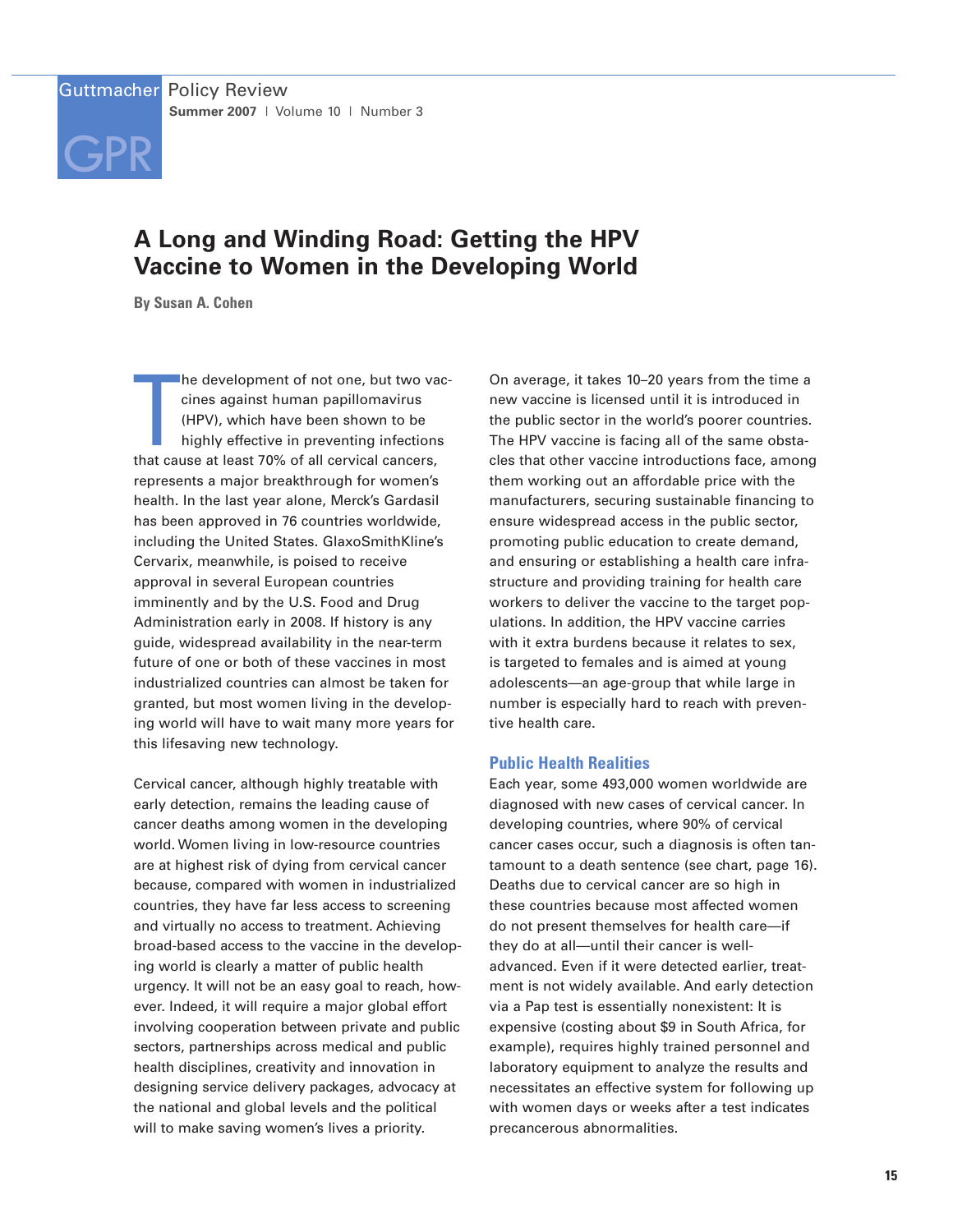# A Long and Winding Road: Getting the HPV Vaccine to Women in the Developing World

**By Susan A. Cohen**

The development of not one, but two vaccines against human papillomavirus (HPV), which have been shown to be highly effective in preventing infections that cause at least 70% of all cervical cancers, represents a major breakthrough for women's health. In the last year alone, Merck's Gardasil has been approved in 76 countries worldwide, including the United States. GlaxoSmithKline's Cervarix, meanwhile, is poised to receive approval in several European countries imminently and by the U.S. Food and Drug Administration early in 2008. If history is any guide, widespread availability in the near-term future of one or both of these vaccines in most industrialized countries can almost be taken for granted, but most women living in the developing world will have to wait many more years for this lifesaving new technology.

Cervical cancer, although highly treatable with early detection, remains the leading cause of cancer deaths among women in the developing world. Women living in low-resource countries are at highest risk of dying from cervical cancer because, compared with women in industrialized countries, they have far less access to screening and virtually no access to treatment. Achieving broad-based access to the vaccine in the developing world is clearly a matter of public health urgency. It will not be an easy goal to reach, however. Indeed, it will require a major global effort involving cooperation between private and public sectors, partnerships across medical and public health disciplines, creativity and innovation in designing service delivery packages, advocacy at the national and global levels and the political will to make saving women's lives a priority.

On average, it takes 10–20 years from the time a new vaccine is licensed until it is introduced in the public sector in the world's poorer countries. The HPV vaccine is facing all of the same obstacles that other vaccine introductions face, among them working out an affordable price with the manufacturers, securing sustainable financing to ensure widespread access in the public sector, promoting public education to create demand, and ensuring or establishing a health care infrastructure and providing training for health care workers to deliver the vaccine to the target populations. In addition, the HPV vaccine carries with it extra burdens because it relates to sex, is targeted to females and is aimed at young adolescents—an age-group that while large in number is especially hard to reach with preventive health care.

## Public Health Realities

Each year, some 493,000 women worldwide are diagnosed with new cases of cervical cancer. In developing countries, where 90% of cervical cancer cases occur, such a diagnosis is often tantamount to a death sentence (see chart, page 16). Deaths due to cervical cancer are so high in these countries because most affected women do not present themselves for health care—if they do at all—until their cancer is well-advanced. Even if it were detected earlier, treatment is not widely available. And early detection via a Pap test is essentially nonexistent: It is expensive (costing about $9 in South Africa, for example), requires highly trained personnel and laboratory equipment to analyze the results and necessitates an effective system for following up with women days or weeks after a test indicates precancerous abnormalities.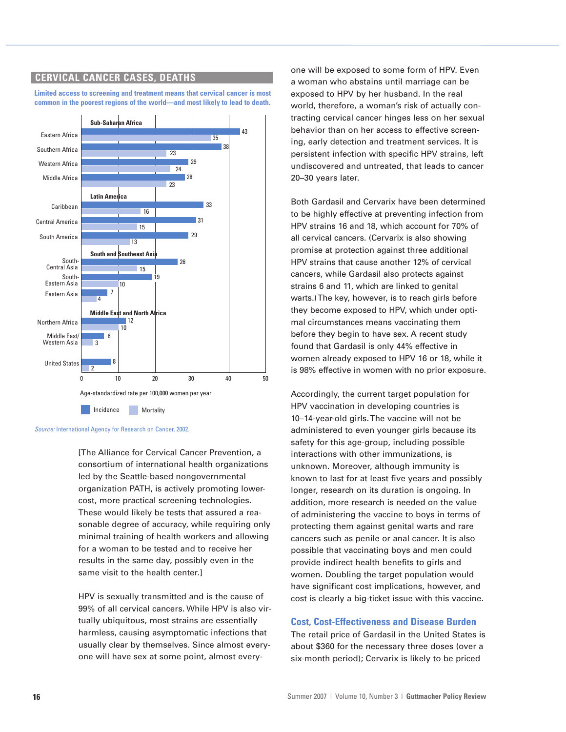## CERVICAL CANCER CASES, DEATHS

**Limited access to screening and treatment means that cervical cancer is most common in the poorest regions of the world—and most likely to lead to death.**

| Region | Incidence | Mortality |
|---|---|---|
| **Sub-Saharan Africa** | | |
| Eastern Africa | 43 | 35 |
| Southern Africa | 38 | 23 |
| Western Africa | 29 | 24 |
| Middle Africa | 28 | 23 |
| **Latin America** | | |
| Caribbean | 33 | 16 |
| Central America | 31 | 15 |
| South America | 29 | 13 |
| **South and Southeast Asia** | | |
| South-Central Asia | 26 | 15 |
| South-Eastern Asia | 19 | 10 |
| Eastern Asia | 7 | 4 |
| **Middle East and North Africa** | | |
| Northern Africa | 12 | 10 |
| Middle East/Western Asia | 6 | 3 |
| United States | 8 | 2 |

Age-standardized rate per 100,000 women per year

*Source:* International Agency for Research on Cancer, 2002.

[The Alliance for Cervical Cancer Prevention, a consortium of international health organizations led by the Seattle-based nongovernmental organization PATH, is actively promoting lower-cost, more practical screening technologies. These would likely be tests that assured a reasonable degree of accuracy, while requiring only minimal training of health workers and allowing for a woman to be tested and to receive her results in the same day, possibly even in the same visit to the health center.]

HPV is sexually transmitted and is the cause of 99% of all cervical cancers. While HPV is also virtually ubiquitous, most strains are essentially harmless, causing asymptomatic infections that usually clear by themselves. Since almost everyone will have sex at some point, almost everyone will be exposed to some form of HPV. Even a woman who abstains until marriage can be exposed to HPV by her husband. In the real world, therefore, a woman's risk of actually contracting cervical cancer hinges less on her sexual behavior than on her access to effective screening, early detection and treatment services. It is persistent infection with specific HPV strains, left undiscovered and untreated, that leads to cancer 20–30 years later.

Both Gardasil and Cervarix have been determined to be highly effective at preventing infection from HPV strains 16 and 18, which account for 70% of all cervical cancers. (Cervarix is also showing promise at protection against three additional HPV strains that cause another 12% of cervical cancers, while Gardasil also protects against strains 6 and 11, which are linked to genital warts.) The key, however, is to reach girls before they become exposed to HPV, which under optimal circumstances means vaccinating them before they begin to have sex. A recent study found that Gardasil is only 44% effective in women already exposed to HPV 16 or 18, while it is 98% effective in women with no prior exposure.

Accordingly, the current target population for HPV vaccination in developing countries is 10–14-year-old girls. The vaccine will not be administered to even younger girls because its safety for this age-group, including possible interactions with other immunizations, is unknown. Moreover, although immunity is known to last for at least five years and possibly longer, research on its duration is ongoing. In addition, more research is needed on the value of administering the vaccine to boys in terms of protecting them against genital warts and rare cancers such as penile or anal cancer. It is also possible that vaccinating boys and men could provide indirect health benefits to girls and women. Doubling the target population would have significant cost implications, however, and cost is clearly a big-ticket issue with this vaccine.

### Cost, Cost-Effectiveness and Disease Burden

The retail price of Gardasil in the United States is about $360 for the necessary three doses (over a six-month period); Cervarix is likely to be priced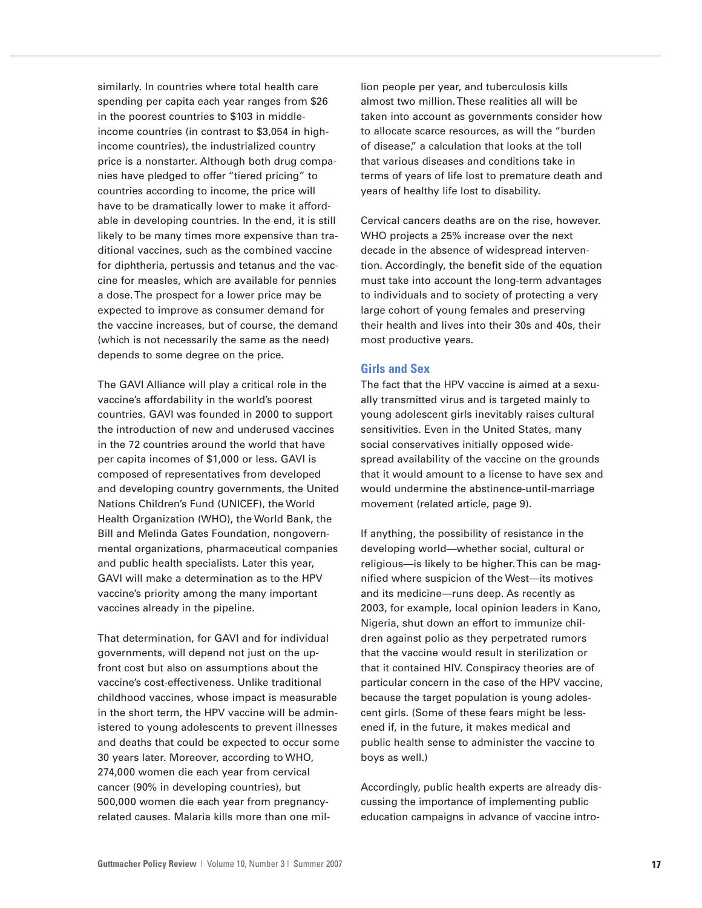similarly. In countries where total health care spending per capita each year ranges from $26 in the poorest countries to $103 in middle-income countries (in contrast to $3,054 in high-income countries), the industrialized country price is a nonstarter. Although both drug companies have pledged to offer "tiered pricing" to countries according to income, the price will have to be dramatically lower to make it affordable in developing countries. In the end, it is still likely to be many times more expensive than traditional vaccines, such as the combined vaccine for diphtheria, pertussis and tetanus and the vaccine for measles, which are available for pennies a dose. The prospect for a lower price may be expected to improve as consumer demand for the vaccine increases, but of course, the demand (which is not necessarily the same as the need) depends to some degree on the price.

The GAVI Alliance will play a critical role in the vaccine's affordability in the world's poorest countries. GAVI was founded in 2000 to support the introduction of new and underused vaccines in the 72 countries around the world that have per capita incomes of $1,000 or less. GAVI is composed of representatives from developed and developing country governments, the United Nations Children's Fund (UNICEF), the World Health Organization (WHO), the World Bank, the Bill and Melinda Gates Foundation, nongovernmental organizations, pharmaceutical companies and public health specialists. Later this year, GAVI will make a determination as to the HPV vaccine's priority among the many important vaccines already in the pipeline.

That determination, for GAVI and for individual governments, will depend not just on the up-front cost but also on assumptions about the vaccine's cost-effectiveness. Unlike traditional childhood vaccines, whose impact is measurable in the short term, the HPV vaccine will be administered to young adolescents to prevent illnesses and deaths that could be expected to occur some 30 years later. Moreover, according to WHO, 274,000 women die each year from cervical cancer (90% in developing countries), but 500,000 women die each year from pregnancy-related causes. Malaria kills more than one million people per year, and tuberculosis kills almost two million. These realities all will be taken into account as governments consider how to allocate scarce resources, as will the "burden of disease," a calculation that looks at the toll that various diseases and conditions take in terms of years of life lost to premature death and years of healthy life lost to disability.

Cervical cancers deaths are on the rise, however. WHO projects a 25% increase over the next decade in the absence of widespread intervention. Accordingly, the benefit side of the equation must take into account the long-term advantages to individuals and to society of protecting a very large cohort of young females and preserving their health and lives into their 30s and 40s, their most productive years.

## Girls and Sex

The fact that the HPV vaccine is aimed at a sexually transmitted virus and is targeted mainly to young adolescent girls inevitably raises cultural sensitivities. Even in the United States, many social conservatives initially opposed widespread availability of the vaccine on the grounds that it would amount to a license to have sex and would undermine the abstinence-until-marriage movement (related article, page 9).

If anything, the possibility of resistance in the developing world—whether social, cultural or religious—is likely to be higher. This can be magnified where suspicion of the West—its motives and its medicine—runs deep. As recently as 2003, for example, local opinion leaders in Kano, Nigeria, shut down an effort to immunize children against polio as they perpetrated rumors that the vaccine would result in sterilization or that it contained HIV. Conspiracy theories are of particular concern in the case of the HPV vaccine, because the target population is young adolescent girls. (Some of these fears might be lessened if, in the future, it makes medical and public health sense to administer the vaccine to boys as well.)

Accordingly, public health experts are already discussing the importance of implementing public education campaigns in advance of vaccine intro-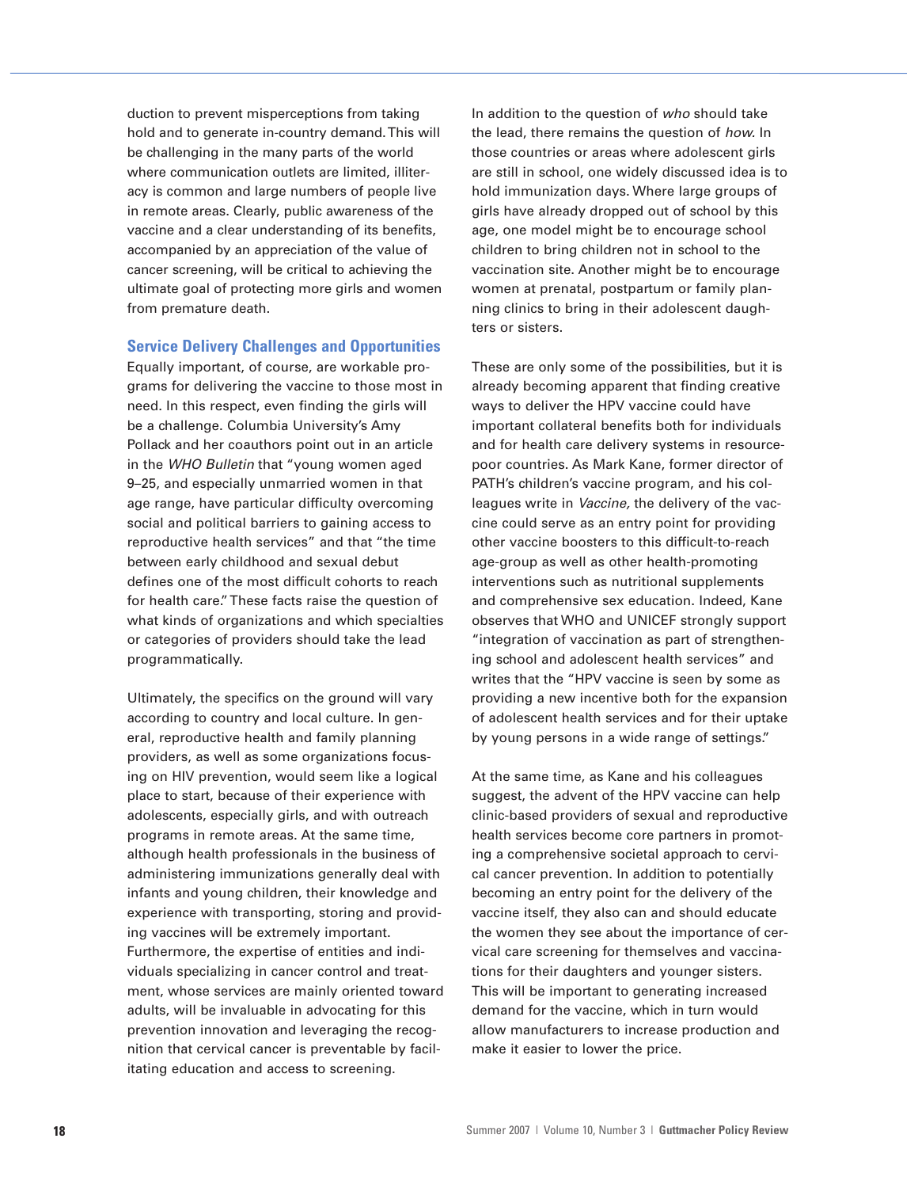duction to prevent misperceptions from taking hold and to generate in-country demand. This will be challenging in the many parts of the world where communication outlets are limited, illiteracy is common and large numbers of people live in remote areas. Clearly, public awareness of the vaccine and a clear understanding of its benefits, accompanied by an appreciation of the value of cancer screening, will be critical to achieving the ultimate goal of protecting more girls and women from premature death.

## Service Delivery Challenges and Opportunities

Equally important, of course, are workable programs for delivering the vaccine to those most in need. In this respect, even finding the girls will be a challenge. Columbia University's Amy Pollack and her coauthors point out in an article in the *WHO Bulletin* that "young women aged 9–25, and especially unmarried women in that age range, have particular difficulty overcoming social and political barriers to gaining access to reproductive health services" and that "the time between early childhood and sexual debut defines one of the most difficult cohorts to reach for health care." These facts raise the question of what kinds of organizations and which specialties or categories of providers should take the lead programmatically.

Ultimately, the specifics on the ground will vary according to country and local culture. In general, reproductive health and family planning providers, as well as some organizations focusing on HIV prevention, would seem like a logical place to start, because of their experience with adolescents, especially girls, and with outreach programs in remote areas. At the same time, although health professionals in the business of administering immunizations generally deal with infants and young children, their knowledge and experience with transporting, storing and providing vaccines will be extremely important. Furthermore, the expertise of entities and individuals specializing in cancer control and treatment, whose services are mainly oriented toward adults, will be invaluable in advocating for this prevention innovation and leveraging the recognition that cervical cancer is preventable by facilitating education and access to screening.

In addition to the question of *who* should take the lead, there remains the question of *how*. In those countries or areas where adolescent girls are still in school, one widely discussed idea is to hold immunization days. Where large groups of girls have already dropped out of school by this age, one model might be to encourage school children to bring children not in school to the vaccination site. Another might be to encourage women at prenatal, postpartum or family planning clinics to bring in their adolescent daughters or sisters.

These are only some of the possibilities, but it is already becoming apparent that finding creative ways to deliver the HPV vaccine could have important collateral benefits both for individuals and for health care delivery systems in resource-poor countries. As Mark Kane, former director of PATH's children's vaccine program, and his colleagues write in *Vaccine,* the delivery of the vaccine could serve as an entry point for providing other vaccine boosters to this difficult-to-reach age-group as well as other health-promoting interventions such as nutritional supplements and comprehensive sex education. Indeed, Kane observes that WHO and UNICEF strongly support "integration of vaccination as part of strengthening school and adolescent health services" and writes that the "HPV vaccine is seen by some as providing a new incentive both for the expansion of adolescent health services and for their uptake by young persons in a wide range of settings."

At the same time, as Kane and his colleagues suggest, the advent of the HPV vaccine can help clinic-based providers of sexual and reproductive health services become core partners in promoting a comprehensive societal approach to cervical cancer prevention. In addition to potentially becoming an entry point for the delivery of the vaccine itself, they also can and should educate the women they see about the importance of cervical care screening for themselves and vaccinations for their daughters and younger sisters. This will be important to generating increased demand for the vaccine, which in turn would allow manufacturers to increase production and make it easier to lower the price.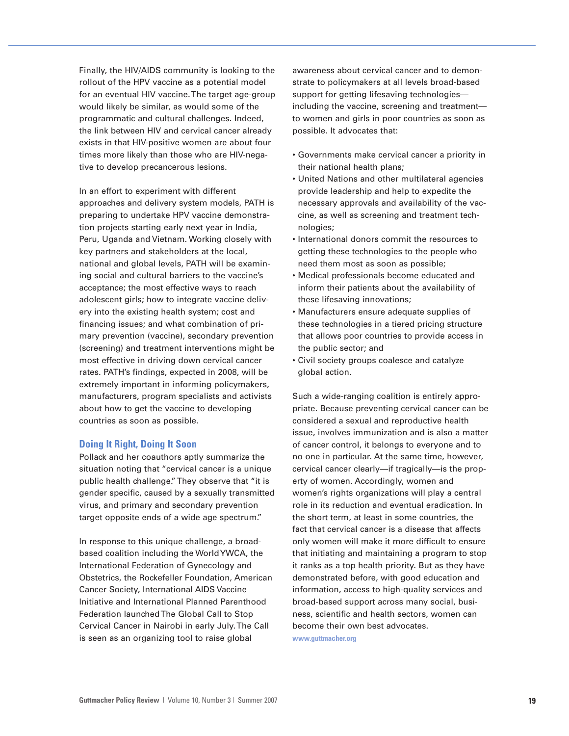Finally, the HIV/AIDS community is looking to the rollout of the HPV vaccine as a potential model for an eventual HIV vaccine. The target age-group would likely be similar, as would some of the programmatic and cultural challenges. Indeed, the link between HIV and cervical cancer already exists in that HIV-positive women are about four times more likely than those who are HIV-negative to develop precancerous lesions.

In an effort to experiment with different approaches and delivery system models, PATH is preparing to undertake HPV vaccine demonstration projects starting early next year in India, Peru, Uganda and Vietnam. Working closely with key partners and stakeholders at the local, national and global levels, PATH will be examining social and cultural barriers to the vaccine's acceptance; the most effective ways to reach adolescent girls; how to integrate vaccine delivery into the existing health system; cost and financing issues; and what combination of primary prevention (vaccine), secondary prevention (screening) and treatment interventions might be most effective in driving down cervical cancer rates. PATH's findings, expected in 2008, will be extremely important in informing policymakers, manufacturers, program specialists and activists about how to get the vaccine to developing countries as soon as possible.

## Doing It Right, Doing It Soon

Pollack and her coauthors aptly summarize the situation noting that "cervical cancer is a unique public health challenge." They observe that "it is gender specific, caused by a sexually transmitted virus, and primary and secondary prevention target opposite ends of a wide age spectrum."

In response to this unique challenge, a broad-based coalition including the World YWCA, the International Federation of Gynecology and Obstetrics, the Rockefeller Foundation, American Cancer Society, International AIDS Vaccine Initiative and International Planned Parenthood Federation launched The Global Call to Stop Cervical Cancer in Nairobi in early July. The Call is seen as an organizing tool to raise global awareness about cervical cancer and to demonstrate to policymakers at all levels broad-based support for getting lifesaving technologies—including the vaccine, screening and treatment—to women and girls in poor countries as soon as possible. It advocates that:

- Governments make cervical cancer a priority in their national health plans;
- United Nations and other multilateral agencies provide leadership and help to expedite the necessary approvals and availability of the vaccine, as well as screening and treatment technologies;
- International donors commit the resources to getting these technologies to the people who need them most as soon as possible;
- Medical professionals become educated and inform their patients about the availability of these lifesaving innovations;
- Manufacturers ensure adequate supplies of these technologies in a tiered pricing structure that allows poor countries to provide access in the public sector; and
- Civil society groups coalesce and catalyze global action.

Such a wide-ranging coalition is entirely appropriate. Because preventing cervical cancer can be considered a sexual and reproductive health issue, involves immunization and is also a matter of cancer control, it belongs to everyone and to no one in particular. At the same time, however, cervical cancer clearly—if tragically—is the property of women. Accordingly, women and women's rights organizations will play a central role in its reduction and eventual eradication. In the short term, at least in some countries, the fact that cervical cancer is a disease that affects only women will make it more difficult to ensure that initiating and maintaining a program to stop it ranks as a top health priority. But as they have demonstrated before, with good education and information, access to high-quality services and broad-based support across many social, business, scientific and health sectors, women can become their own best advocates.

www.guttmacher.org